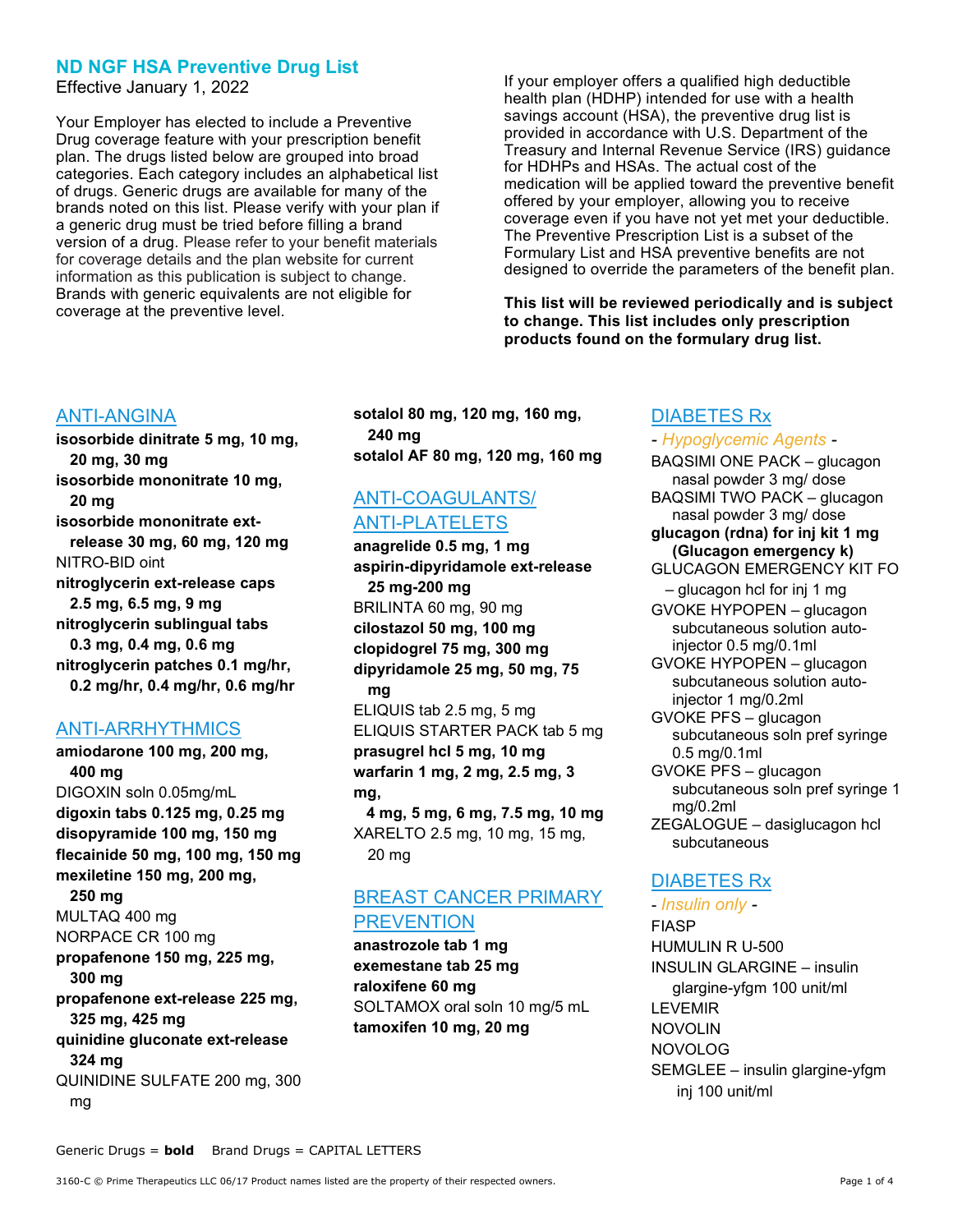# ND NGF HSA Preventive Drug List

Effective January 1, 2022

Your Employer has elected to include a Preventive Drug coverage feature with your prescription benefit plan. The drugs listed below are grouped into broad categories. Each category includes an alphabetical list of drugs. Generic drugs are available for many of the brands noted on this list. Please verify with your plan if a generic drug must be tried before filling a brand version of a drug. Please refer to your benefit materials for coverage details and the plan website for current information as this publication is subject to change. Brands with generic equivalents are not eligible for coverage at the preventive level.

If your employer offers a qualified high deductible health plan (HDHP) intended for use with a health savings account (HSA), the preventive drug list is provided in accordance with U.S. Department of the Treasury and Internal Revenue Service (IRS) guidance for HDHPs and HSAs. The actual cost of the medication will be applied toward the preventive benefit offered by your employer, allowing you to receive coverage even if you have not yet met your deductible. The Preventive Prescription List is a subset of the Formulary List and HSA preventive benefits are not designed to override the parameters of the benefit plan.

**This list will be reviewed periodically and is subject to change. This list includes only prescription products found on the formulary drug list.**

## ANTI-ANGINA

**isosorbide dinitrate 5 mg, 10 mg, 20 mg, 30 mg**
**isosorbide mononitrate 10 mg, 20 mg**
**isosorbide mononitrate ext-release 30 mg, 60 mg, 120 mg**
NITRO-BID oint
**nitroglycerin ext-release caps 2.5 mg, 6.5 mg, 9 mg**
**nitroglycerin sublingual tabs 0.3 mg, 0.4 mg, 0.6 mg**
**nitroglycerin patches 0.1 mg/hr, 0.2 mg/hr, 0.4 mg/hr, 0.6 mg/hr**

## ANTI-ARRHYTHMICS

**amiodarone 100 mg, 200 mg, 400 mg**
DIGOXIN soln 0.05mg/mL
**digoxin tabs 0.125 mg, 0.25 mg**
**disopyramide 100 mg, 150 mg**
**flecainide 50 mg, 100 mg, 150 mg**
**mexiletine 150 mg, 200 mg, 250 mg**
MULTAQ 400 mg
NORPACE CR 100 mg
**propafenone 150 mg, 225 mg, 300 mg**
**propafenone ext-release 225 mg, 325 mg, 425 mg**
**quinidine gluconate ext-release 324 mg**
QUINIDINE SULFATE 200 mg, 300 mg
**sotalol 80 mg, 120 mg, 160 mg, 240 mg**
**sotalol AF 80 mg, 120 mg, 160 mg**

## ANTI-COAGULANTS/ ANTI-PLATELETS

**anagrelide 0.5 mg, 1 mg**
**aspirin-dipyridamole ext-release 25 mg-200 mg**
BRILINTA 60 mg, 90 mg
**cilostazol 50 mg, 100 mg**
**clopidogrel 75 mg, 300 mg**
**dipyridamole 25 mg, 50 mg, 75 mg**
ELIQUIS tab 2.5 mg, 5 mg
ELIQUIS STARTER PACK tab 5 mg
**prasugrel hcl 5 mg, 10 mg**
**warfarin 1 mg, 2 mg, 2.5 mg, 3 mg, 4 mg, 5 mg, 6 mg, 7.5 mg, 10 mg**
XARELTO 2.5 mg, 10 mg, 15 mg, 20 mg

## BREAST CANCER PRIMARY PREVENTION

**anastrozole tab 1 mg**
**exemestane tab 25 mg**
**raloxifene 60 mg**
SOLTAMOX oral soln 10 mg/5 mL
**tamoxifen 10 mg, 20 mg**

## DIABETES Rx

*- Hypoglycemic Agents -*

BAQSIMI ONE PACK – glucagon nasal powder 3 mg/ dose
BAQSIMI TWO PACK – glucagon nasal powder 3 mg/ dose
**glucagon (rdna) for inj kit 1 mg (Glucagon emergency k)**
GLUCAGON EMERGENCY KIT FO – glucagon hcl for inj 1 mg
GVOKE HYPOPEN – glucagon subcutaneous solution auto-injector 0.5 mg/0.1ml
GVOKE HYPOPEN – glucagon subcutaneous solution auto-injector 1 mg/0.2ml
GVOKE PFS – glucagon subcutaneous soln pref syringe 0.5 mg/0.1ml
GVOKE PFS – glucagon subcutaneous soln pref syringe 1 mg/0.2ml
ZEGALOGUE – dasiglucagon hcl subcutaneous

## DIABETES Rx

*- Insulin only -*

FIASP
HUMULIN R U-500
INSULIN GLARGINE – insulin glargine-yfgm 100 unit/ml
LEVEMIR
NOVOLIN
NOVOLOG
SEMGLEE – insulin glargine-yfgm inj 100 unit/ml

Generic Drugs = **bold** Brand Drugs = CAPITAL LETTERS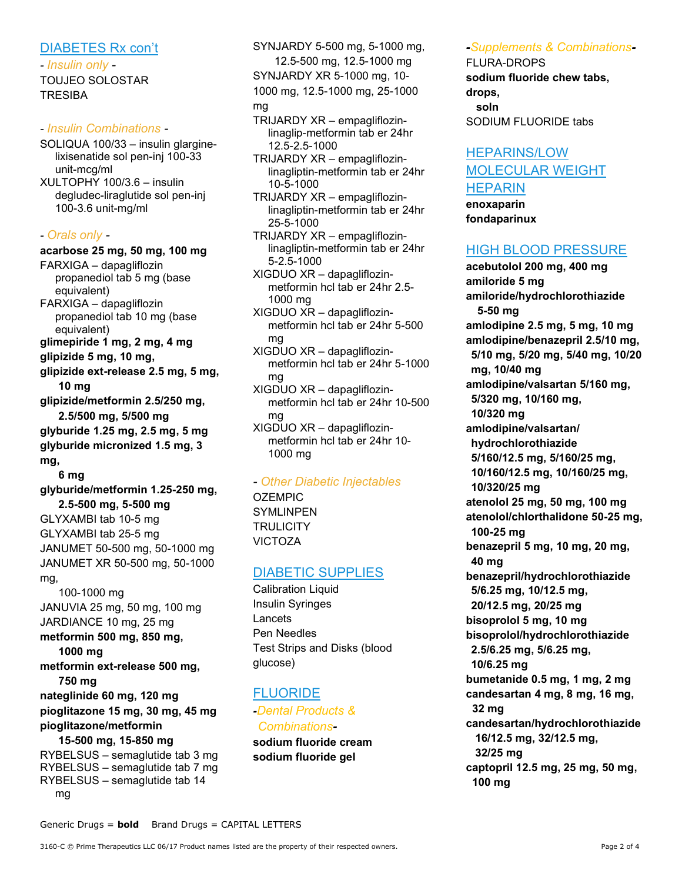## DIABETES Rx con't

*- Insulin only -*

TOUJEO SOLOSTAR
TRESIBA

*- Insulin Combinations -*

SOLIQUA 100/33 – insulin glargine-lixisenatide sol pen-inj 100-33 unit-mcg/ml
XULTOPHY 100/3.6 – insulin degludec-liraglutide sol pen-inj 100-3.6 unit-mg/ml

*- Orals only -*

**acarbose 25 mg, 50 mg, 100 mg**
FARXIGA – dapagliflozin propanediol tab 5 mg (base equivalent)
FARXIGA – dapagliflozin propanediol tab 10 mg (base equivalent)
**glimepiride 1 mg, 2 mg, 4 mg**
**glipizide 5 mg, 10 mg,**
**glipizide ext-release 2.5 mg, 5 mg, 10 mg**
**glipizide/metformin 2.5/250 mg, 2.5/500 mg, 5/500 mg**
**glyburide 1.25 mg, 2.5 mg, 5 mg**
**glyburide micronized 1.5 mg, 3 mg, 6 mg**
**glyburide/metformin 1.25-250 mg, 2.5-500 mg, 5-500 mg**
GLYXAMBI tab 10-5 mg
GLYXAMBI tab 25-5 mg
JANUMET 50-500 mg, 50-1000 mg
JANUMET XR 50-500 mg, 50-1000 mg, 100-1000 mg
JANUVIA 25 mg, 50 mg, 100 mg
JARDIANCE 10 mg, 25 mg
**metformin 500 mg, 850 mg, 1000 mg**
**metformin ext-release 500 mg, 750 mg**
**nateglinide 60 mg, 120 mg**
**pioglitazone 15 mg, 30 mg, 45 mg**
**pioglitazone/metformin 15-500 mg, 15-850 mg**
RYBELSUS – semaglutide tab 3 mg
RYBELSUS – semaglutide tab 7 mg
RYBELSUS – semaglutide tab 14 mg
SYNJARDY 5-500 mg, 5-1000 mg, 12.5-500 mg, 12.5-1000 mg
SYNJARDY XR 5-1000 mg, 10-1000 mg, 12.5-1000 mg, 25-1000 mg
TRIJARDY XR – empagliflozin-linaglip-metformin tab er 24hr 12.5-2.5-1000
TRIJARDY XR – empagliflozin-linagliptin-metformin tab er 24hr 10-5-1000
TRIJARDY XR – empagliflozin-linagliptin-metformin tab er 24hr 25-5-1000
TRIJARDY XR – empagliflozin-linagliptin-metformin tab er 24hr 5-2.5-1000
XIGDUO XR – dapagliflozin-metformin hcl tab er 24hr 2.5-1000 mg
XIGDUO XR – dapagliflozin-metformin hcl tab er 24hr 5-500 mg
XIGDUO XR – dapagliflozin-metformin hcl tab er 24hr 5-1000 mg
XIGDUO XR – dapagliflozin-metformin hcl tab er 24hr 10-500 mg
XIGDUO XR – dapagliflozin-metformin hcl tab er 24hr 10-1000 mg

*- Other Diabetic Injectables*

OZEMPIC
SYMLINPEN
TRULICITY
VICTOZA

## DIABETIC SUPPLIES

Calibration Liquid
Insulin Syringes
Lancets
Pen Needles
Test Strips and Disks (blood glucose)

## FLUORIDE

*-Dental Products & Combinations-*

**sodium fluoride cream**
**sodium fluoride gel**

*-Supplements & Combinations-*

FLURA-DROPS
**sodium fluoride chew tabs, drops, soln**
SODIUM FLUORIDE tabs

## HEPARINS/LOW MOLECULAR WEIGHT HEPARIN

**enoxaparin**
**fondaparinux**

## HIGH BLOOD PRESSURE

**acebutolol 200 mg, 400 mg**
**amiloride 5 mg**
**amiloride/hydrochlorothiazide 5-50 mg**
**amlodipine 2.5 mg, 5 mg, 10 mg**
**amlodipine/benazepril 2.5/10 mg, 5/10 mg, 5/20 mg, 5/40 mg, 10/20 mg, 10/40 mg**
**amlodipine/valsartan 5/160 mg, 5/320 mg, 10/160 mg, 10/320 mg**
**amlodipine/valsartan/ hydrochlorothiazide 5/160/12.5 mg, 5/160/25 mg, 10/160/12.5 mg, 10/160/25 mg, 10/320/25 mg**
**atenolol 25 mg, 50 mg, 100 mg**
**atenolol/chlorthalidone 50-25 mg, 100-25 mg**
**benazepril 5 mg, 10 mg, 20 mg, 40 mg**
**benazepril/hydrochlorothiazide 5/6.25 mg, 10/12.5 mg, 20/12.5 mg, 20/25 mg**
**bisoprolol 5 mg, 10 mg**
**bisoprolol/hydrochlorothiazide 2.5/6.25 mg, 5/6.25 mg, 10/6.25 mg**
**bumetanide 0.5 mg, 1 mg, 2 mg**
**candesartan 4 mg, 8 mg, 16 mg, 32 mg**
**candesartan/hydrochlorothiazide 16/12.5 mg, 32/12.5 mg, 32/25 mg**
**captopril 12.5 mg, 25 mg, 50 mg, 100 mg**

Generic Drugs = **bold**  Brand Drugs = CAPITAL LETTERS

3160-C © Prime Therapeutics LLC 06/17 Product names listed are the property of their respected owners.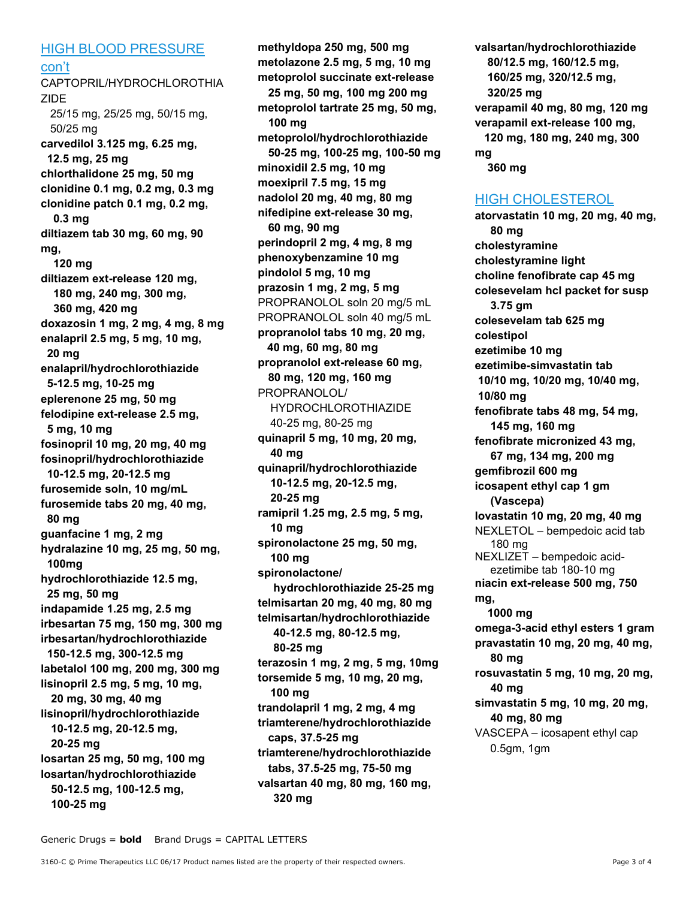## HIGH BLOOD PRESSURE con't

CAPTOPRIL/HYDROCHLOROTHIAZIDE 25/15 mg, 25/25 mg, 50/15 mg, 50/25 mg
**carvedilol 3.125 mg, 6.25 mg, 12.5 mg, 25 mg**
**chlorthalidone 25 mg, 50 mg**
**clonidine 0.1 mg, 0.2 mg, 0.3 mg**
**clonidine patch 0.1 mg, 0.2 mg, 0.3 mg**
**diltiazem tab 30 mg, 60 mg, 90 mg, 120 mg**
**diltiazem ext-release 120 mg, 180 mg, 240 mg, 300 mg, 360 mg, 420 mg**
**doxazosin 1 mg, 2 mg, 4 mg, 8 mg**
**enalapril 2.5 mg, 5 mg, 10 mg, 20 mg**
**enalapril/hydrochlorothiazide 5-12.5 mg, 10-25 mg**
**eplerenone 25 mg, 50 mg**
**felodipine ext-release 2.5 mg, 5 mg, 10 mg**
**fosinopril 10 mg, 20 mg, 40 mg**
**fosinopril/hydrochlorothiazide 10-12.5 mg, 20-12.5 mg**
**furosemide soln, 10 mg/mL**
**furosemide tabs 20 mg, 40 mg, 80 mg**
**guanfacine 1 mg, 2 mg**
**hydralazine 10 mg, 25 mg, 50 mg, 100mg**
**hydrochlorothiazide 12.5 mg, 25 mg, 50 mg**
**indapamide 1.25 mg, 2.5 mg**
**irbesartan 75 mg, 150 mg, 300 mg**
**irbesartan/hydrochlorothiazide 150-12.5 mg, 300-12.5 mg**
**labetalol 100 mg, 200 mg, 300 mg**
**lisinopril 2.5 mg, 5 mg, 10 mg, 20 mg, 30 mg, 40 mg**
**lisinopril/hydrochlorothiazide 10-12.5 mg, 20-12.5 mg, 20-25 mg**
**losartan 25 mg, 50 mg, 100 mg**
**losartan/hydrochlorothiazide 50-12.5 mg, 100-12.5 mg, 100-25 mg**
**methyldopa 250 mg, 500 mg**
**metolazone 2.5 mg, 5 mg, 10 mg**
**metoprolol succinate ext-release 25 mg, 50 mg, 100 mg 200 mg**
**metoprolol tartrate 25 mg, 50 mg, 100 mg**
**metoprolol/hydrochlorothiazide 50-25 mg, 100-25 mg, 100-50 mg**
**minoxidil 2.5 mg, 10 mg**
**moexipril 7.5 mg, 15 mg**
**nadolol 20 mg, 40 mg, 80 mg**
**nifedipine ext-release 30 mg, 60 mg, 90 mg**
**perindopril 2 mg, 4 mg, 8 mg**
**phenoxybenzamine 10 mg**
**pindolol 5 mg, 10 mg**
**prazosin 1 mg, 2 mg, 5 mg**
PROPRANOLOL soln 20 mg/5 mL
PROPRANOLOL soln 40 mg/5 mL
**propranolol tabs 10 mg, 20 mg, 40 mg, 60 mg, 80 mg**
**propranolol ext-release 60 mg, 80 mg, 120 mg, 160 mg**
PROPRANOLOL/ HYDROCHLOROTHIAZIDE 40-25 mg, 80-25 mg
**quinapril 5 mg, 10 mg, 20 mg, 40 mg**
**quinapril/hydrochlorothiazide 10-12.5 mg, 20-12.5 mg, 20-25 mg**
**ramipril 1.25 mg, 2.5 mg, 5 mg, 10 mg**
**spironolactone 25 mg, 50 mg, 100 mg**
**spironolactone/ hydrochlorothiazide 25-25 mg**
**telmisartan 20 mg, 40 mg, 80 mg**
**telmisartan/hydrochlorothiazide 40-12.5 mg, 80-12.5 mg, 80-25 mg**
**terazosin 1 mg, 2 mg, 5 mg, 10mg**
**torsemide 5 mg, 10 mg, 20 mg, 100 mg**
**trandolapril 1 mg, 2 mg, 4 mg**
**triamterene/hydrochlorothiazide caps, 37.5-25 mg**
**triamterene/hydrochlorothiazide tabs, 37.5-25 mg, 75-50 mg**
**valsartan 40 mg, 80 mg, 160 mg, 320 mg**
**valsartan/hydrochlorothiazide 80/12.5 mg, 160/12.5 mg, 160/25 mg, 320/12.5 mg, 320/25 mg**
**verapamil 40 mg, 80 mg, 120 mg**
**verapamil ext-release 100 mg, 120 mg, 180 mg, 240 mg, 300 mg 360 mg**

## HIGH CHOLESTEROL

**atorvastatin 10 mg, 20 mg, 40 mg, 80 mg**
**cholestyramine**
**cholestyramine light**
**choline fenofibrate cap 45 mg**
**colesevelam hcl packet for susp 3.75 gm**
**colesevelam tab 625 mg**
**colestipol**
**ezetimibe 10 mg**
**ezetimibe-simvastatin tab 10/10 mg, 10/20 mg, 10/40 mg, 10/80 mg**
**fenofibrate tabs 48 mg, 54 mg, 145 mg, 160 mg**
**fenofibrate micronized 43 mg, 67 mg, 134 mg, 200 mg**
**gemfibrozil 600 mg**
**icosapent ethyl cap 1 gm (Vascepa)**
**lovastatin 10 mg, 20 mg, 40 mg**
NEXLETOL – bempedoic acid tab 180 mg
NEXLIZET – bempedoic acid-ezetimibe tab 180-10 mg
**niacin ext-release 500 mg, 750 mg, 1000 mg**
**omega-3-acid ethyl esters 1 gram**
**pravastatin 10 mg, 20 mg, 40 mg, 80 mg**
**rosuvastatin 5 mg, 10 mg, 20 mg, 40 mg**
**simvastatin 5 mg, 10 mg, 20 mg, 40 mg, 80 mg**
VASCEPA – icosapent ethyl cap 0.5gm, 1gm

Generic Drugs = **bold**  Brand Drugs = CAPITAL LETTERS

3160-C © Prime Therapeutics LLC 06/17 Product names listed are the property of their respected owners.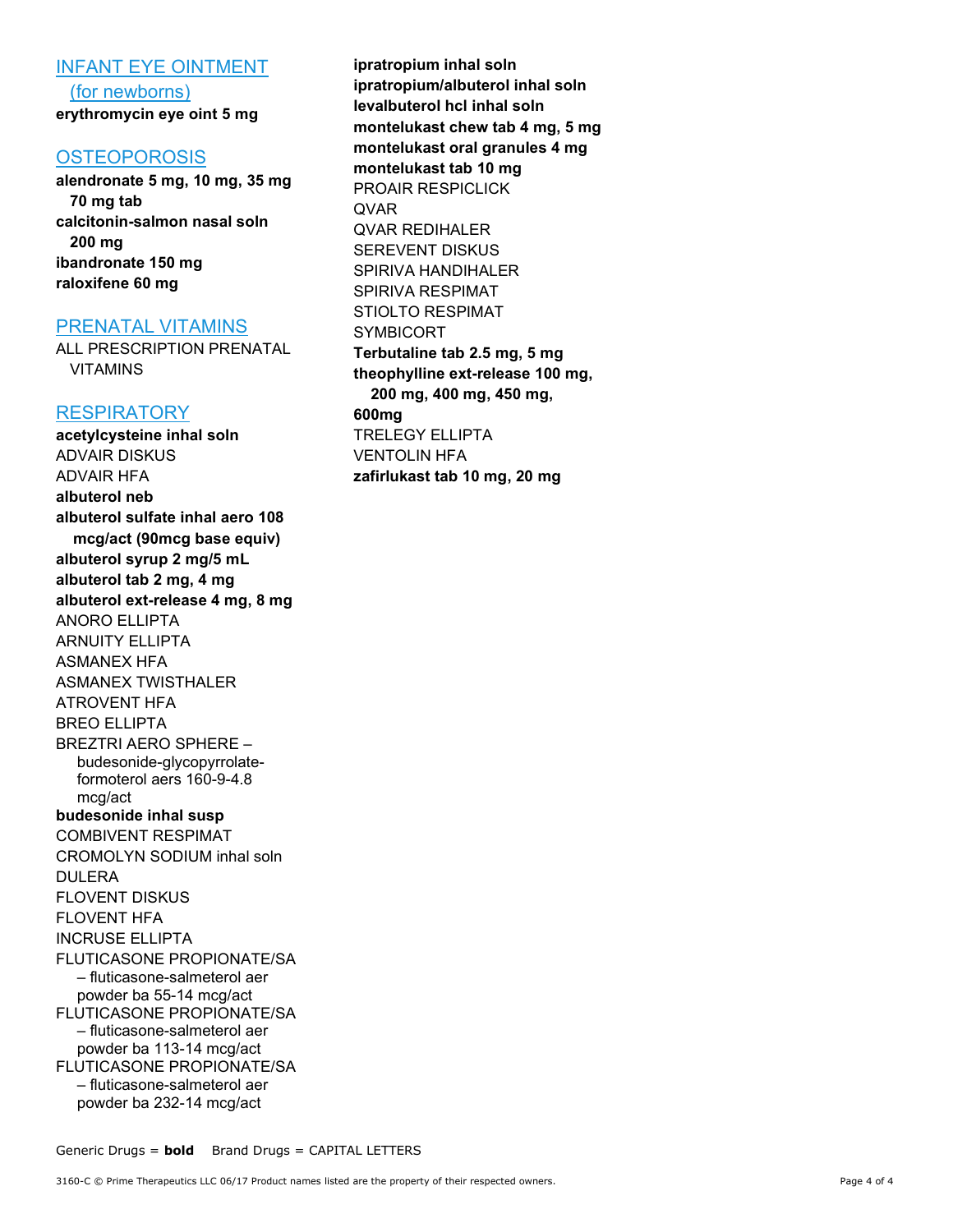## INFANT EYE OINTMENT (for newborns)

**erythromycin eye oint 5 mg**

## OSTEOPOROSIS

**alendronate 5 mg, 10 mg, 35 mg 70 mg tab**
**calcitonin-salmon nasal soln 200 mg**
**ibandronate 150 mg**
**raloxifene 60 mg**

## PRENATAL VITAMINS

ALL PRESCRIPTION PRENATAL VITAMINS

## RESPIRATORY

**acetylcysteine inhal soln**
ADVAIR DISKUS
ADVAIR HFA
**albuterol neb**
**albuterol sulfate inhal aero 108 mcg/act (90mcg base equiv)**
**albuterol syrup 2 mg/5 mL**
**albuterol tab 2 mg, 4 mg**
**albuterol ext-release 4 mg, 8 mg**
ANORO ELLIPTA
ARNUITY ELLIPTA
ASMANEX HFA
ASMANEX TWISTHALER
ATROVENT HFA
BREO ELLIPTA
BREZTRI AERO SPHERE – budesonide-glycopyrrolate-formoterol aers 160-9-4.8 mcg/act
**budesonide inhal susp**
COMBIVENT RESPIMAT
CROMOLYN SODIUM inhal soln
DULERA
FLOVENT DISKUS
FLOVENT HFA
INCRUSE ELLIPTA
FLUTICASONE PROPIONATE/SA – fluticasone-salmeterol aer powder ba 55-14 mcg/act
FLUTICASONE PROPIONATE/SA – fluticasone-salmeterol aer powder ba 113-14 mcg/act
FLUTICASONE PROPIONATE/SA – fluticasone-salmeterol aer powder ba 232-14 mcg/act
**ipratropium inhal soln**
**ipratropium/albuterol inhal soln**
**levalbuterol hcl inhal soln**
**montelukast chew tab 4 mg, 5 mg**
**montelukast oral granules 4 mg**
**montelukast tab 10 mg**
PROAIR RESPICLICK
QVAR
QVAR REDIHALER
SEREVENT DISKUS
SPIRIVA HANDIHALER
SPIRIVA RESPIMAT
STIOLTO RESPIMAT
SYMBICORT
**Terbutaline tab 2.5 mg, 5 mg**
**theophylline ext-release 100 mg, 200 mg, 400 mg, 450 mg, 600mg**
TRELEGY ELLIPTA
VENTOLIN HFA
**zafirlukast tab 10 mg, 20 mg**

Generic Drugs = **bold**  Brand Drugs = CAPITAL LETTERS

3160-C © Prime Therapeutics LLC 06/17 Product names listed are the property of their respected owners.